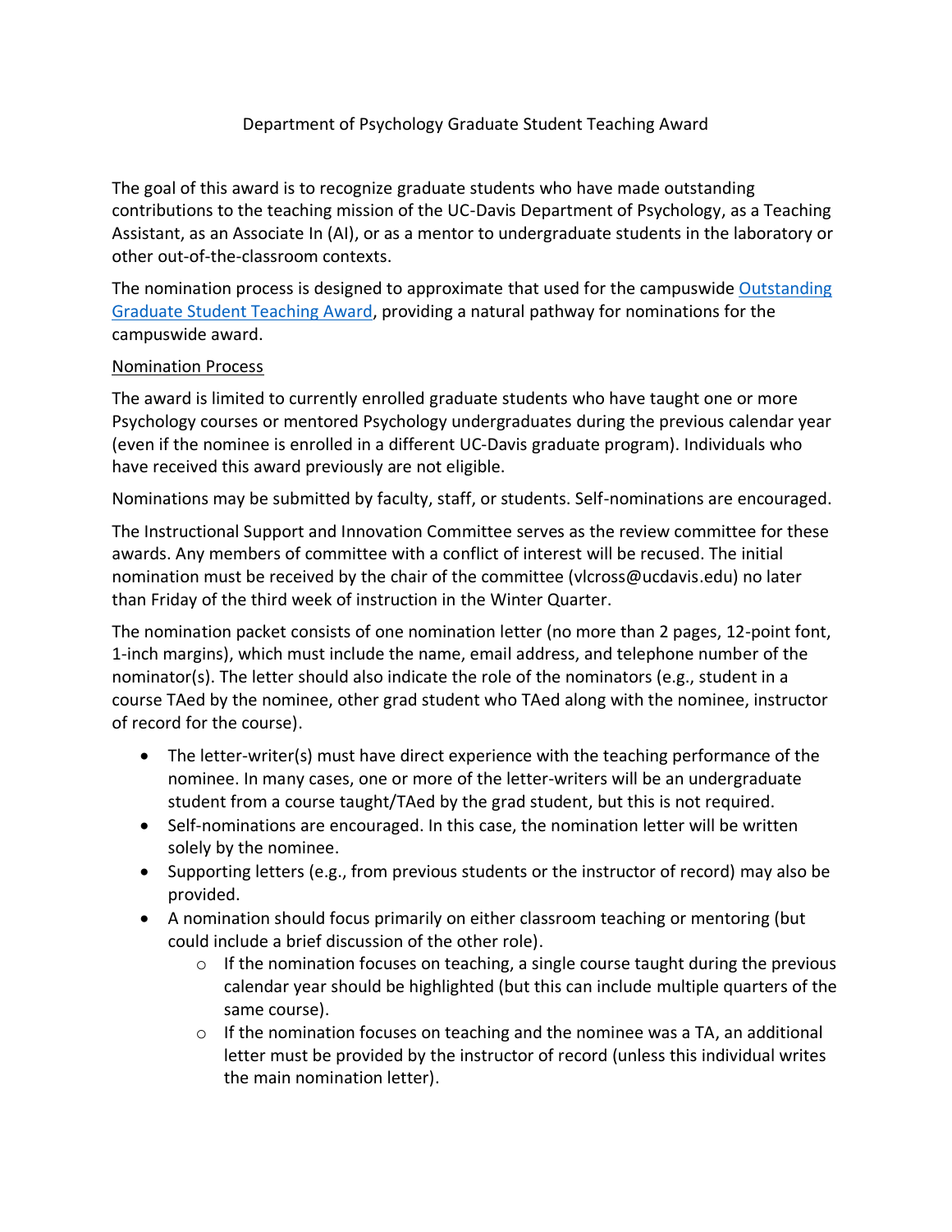# Department of Psychology Graduate Student Teaching Award

The goal of this award is to recognize graduate students who have made outstanding contributions to the teaching mission of the UC-Davis Department of Psychology, as a Teaching Assistant, as an Associate In (AI), or as a mentor to undergraduate students in the laboratory or other out-of-the-classroom contexts.

The nomination process is designed to approximate that used for the campuswide Outstanding Graduate Student Teaching Award, providing a natural pathway for nominations for the campuswide award.

## Nomination Process

The award is limited to currently enrolled graduate students who have taught one or more Psychology courses or mentored Psychology undergraduates during the previous calendar year (even if the nominee is enrolled in a different UC-Davis graduate program). Individuals who have received this award previously are not eligible.

Nominations may be submitted by faculty, staff, or students. Self-nominations are encouraged.

The Instructional Support and Innovation Committee serves as the review committee for these awards. Any members of committee with a conflict of interest will be recused. The initial nomination must be received by the chair of the committee (vlcross@ucdavis.edu) no later than Friday of the third week of instruction in the Winter Quarter.

The nomination packet consists of one nomination letter (no more than 2 pages, 12-point font, 1-inch margins), which must include the name, email address, and telephone number of the nominator(s). The letter should also indicate the role of the nominators (e.g., student in a course TAed by the nominee, other grad student who TAed along with the nominee, instructor of record for the course).

- The letter-writer(s) must have direct experience with the teaching performance of the nominee. In many cases, one or more of the letter-writers will be an undergraduate student from a course taught/TAed by the grad student, but this is not required.
- Self-nominations are encouraged. In this case, the nomination letter will be written solely by the nominee.
- Supporting letters (e.g., from previous students or the instructor of record) may also be provided.
- A nomination should focus primarily on either classroom teaching or mentoring (but could include a brief discussion of the other role).
    - If the nomination focuses on teaching, a single course taught during the previous calendar year should be highlighted (but this can include multiple quarters of the same course).
    - If the nomination focuses on teaching and the nominee was a TA, an additional letter must be provided by the instructor of record (unless this individual writes the main nomination letter).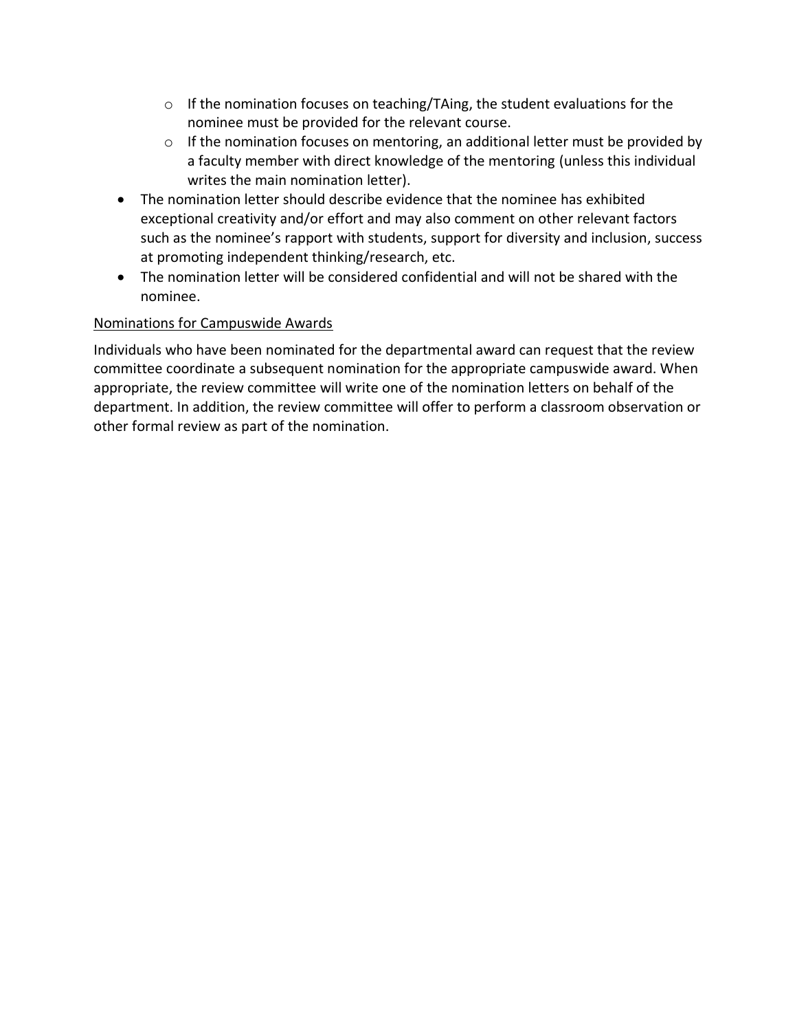- If the nomination focuses on teaching/TAing, the student evaluations for the nominee must be provided for the relevant course.
  - If the nomination focuses on mentoring, an additional letter must be provided by a faculty member with direct knowledge of the mentoring (unless this individual writes the main nomination letter).
- The nomination letter should describe evidence that the nominee has exhibited exceptional creativity and/or effort and may also comment on other relevant factors such as the nominee's rapport with students, support for diversity and inclusion, success at promoting independent thinking/research, etc.
- The nomination letter will be considered confidential and will not be shared with the nominee.

<u>Nominations for Campuswide Awards</u>

Individuals who have been nominated for the departmental award can request that the review committee coordinate a subsequent nomination for the appropriate campuswide award. When appropriate, the review committee will write one of the nomination letters on behalf of the department. In addition, the review committee will offer to perform a classroom observation or other formal review as part of the nomination.